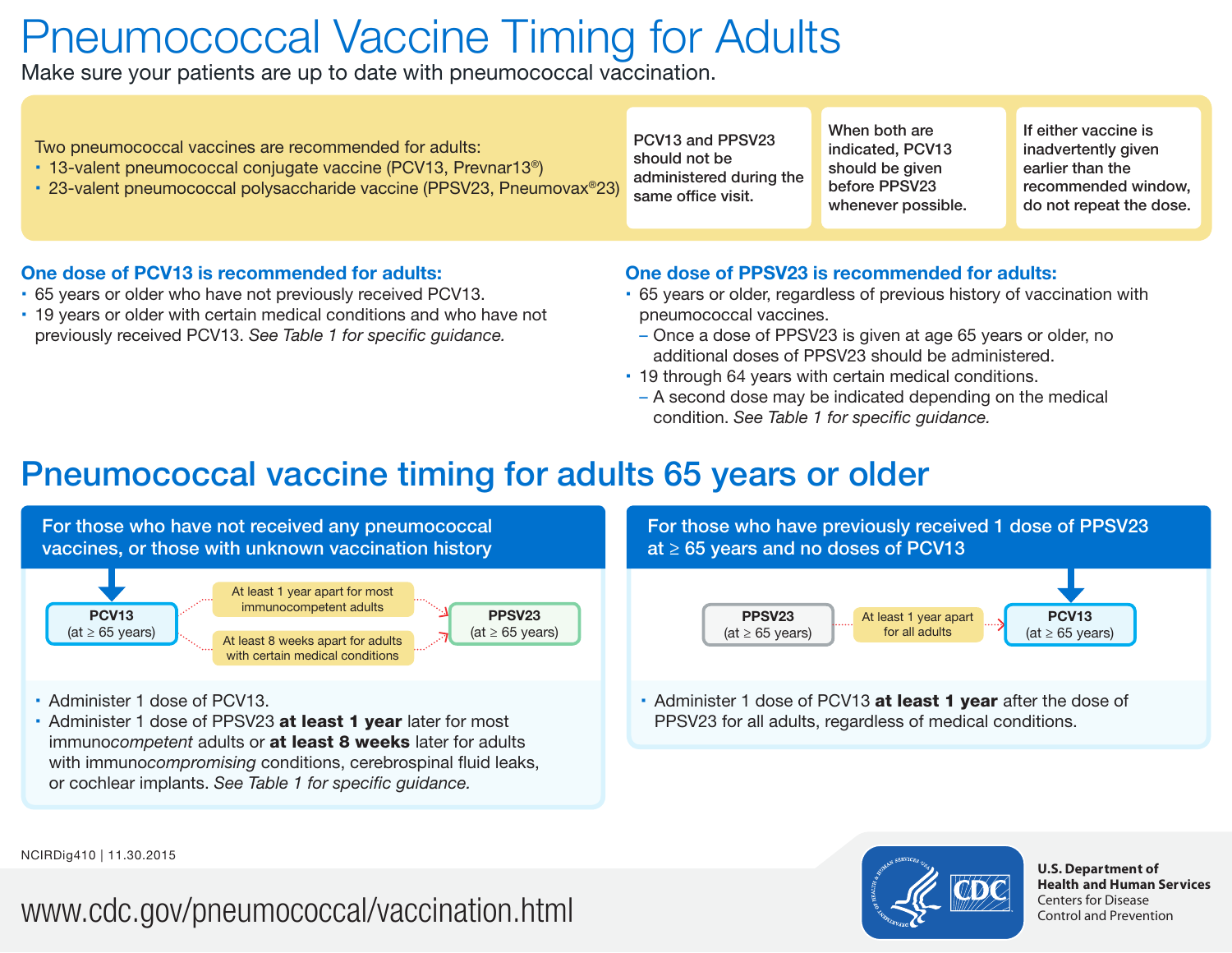# Pneumococcal Vaccine Timing for Adults

Make sure your patients are up to date with pneumococcal vaccination.

Two pneumococcal vaccines are recommended for adults:

- 13-valent pneumococcal conjugate vaccine (PCV13, Prevnar13®)
- 23-valent pneumococcal polysaccharide vaccine (PPSV23, Pneumovax®23)

PCV13 and PPSV23 should not be administered during the same office visit.

When both are indicated, PCV13 should be given before PPSV23 whenever possible.

If either vaccine is inadvertently given earlier than the recommended window, do not repeat the dose.

### One dose of PCV13 is recommended for adults:

- 65 years or older who have not previously received PCV13.
- 19 years or older with certain medical conditions and who have not previously received PCV13. *See Table 1 for specific guidance.*

### One dose of PPSV23 is recommended for adults:

- 65 years or older, regardless of previous history of vaccination with pneumococcal vaccines.
  - Once a dose of PPSV23 is given at age 65 years or older, no additional doses of PPSV23 should be administered.
- 19 through 64 years with certain medical conditions.
  - A second dose may be indicated depending on the medical condition. *See Table 1 for specific guidance.*

## Pneumococcal vaccine timing for adults 65 years or older

### For those who have not received any pneumococcal vaccines, or those with unknown vaccination history

PCV13 (at ≥ 65 years) → At least 1 year apart for most immunocompetent adults / At least 8 weeks apart for adults with certain medical conditions → PPSV23 (at ≥ 65 years)

- Administer 1 dose of PCV13.
- Administer 1 dose of PPSV23 **at least 1 year** later for most immuno*competent* adults or **at least 8 weeks** later for adults with immuno*compromising* conditions, cerebrospinal fluid leaks, or cochlear implants. *See Table 1 for specific guidance.*

### For those who have previously received 1 dose of PPSV23 at ≥ 65 years and no doses of PCV13

PPSV23 (at ≥ 65 years) → At least 1 year apart for all adults → PCV13 (at ≥ 65 years)

- Administer 1 dose of PCV13 **at least 1 year** after the dose of PPSV23 for all adults, regardless of medical conditions.

NCIRDig410 | 11.30.2015

www.cdc.gov/pneumococcal/vaccination.html

U.S. Department of Health and Human Services
Centers for Disease Control and Prevention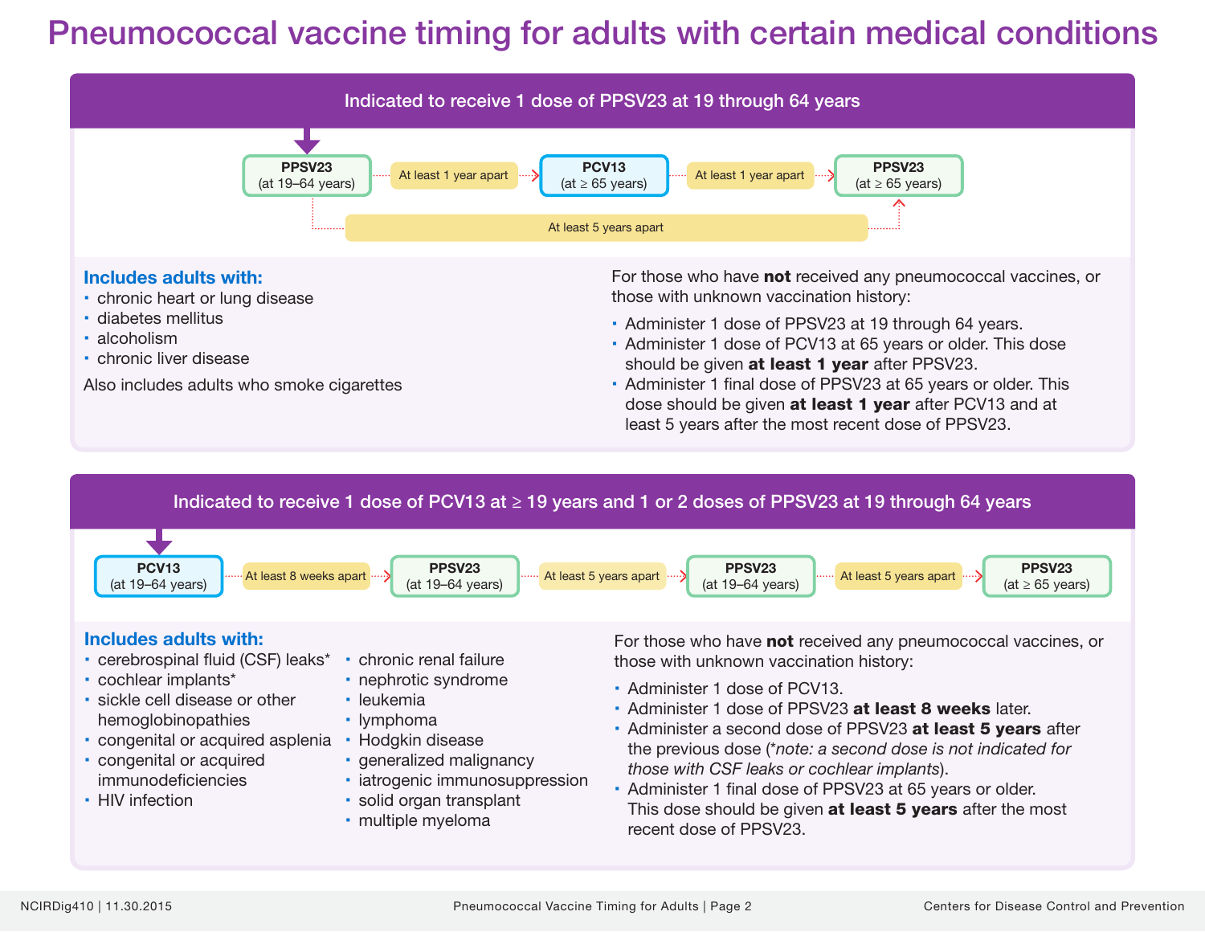# Pneumococcal vaccine timing for adults with certain medical conditions

## Indicated to receive 1 dose of PPSV23 at 19 through 64 years

**PPSV23** (at 19–64 years) → At least 1 year apart → **PCV13** (at ≥ 65 years) → At least 1 year apart → **PPSV23** (at ≥ 65 years)

PPSV23 (at 19–64 years) → At least 5 years apart → PPSV23 (at ≥ 65 years)

### Includes adults with:

- chronic heart or lung disease
- diabetes mellitus
- alcoholism
- chronic liver disease

Also includes adults who smoke cigarettes

For those who have **not** received any pneumococcal vaccines, or those with unknown vaccination history:

- Administer 1 dose of PPSV23 at 19 through 64 years.
- Administer 1 dose of PCV13 at 65 years or older. This dose should be given **at least 1 year** after PPSV23.
- Administer 1 final dose of PPSV23 at 65 years or older. This dose should be given **at least 1 year** after PCV13 and at least 5 years after the most recent dose of PPSV23.

## Indicated to receive 1 dose of PCV13 at ≥ 19 years and 1 or 2 doses of PPSV23 at 19 through 64 years

**PCV13** (at 19–64 years) → At least 8 weeks apart → **PPSV23** (at 19–64 years) → At least 5 years apart → **PPSV23** (at 19–64 years) → At least 5 years apart → **PPSV23** (at ≥ 65 years)

### Includes adults with:

- cerebrospinal fluid (CSF) leaks*
- cochlear implants*
- sickle cell disease or other hemoglobinopathies
- congenital or acquired asplenia
- congenital or acquired immunodeficiencies
- HIV infection
- chronic renal failure
- nephrotic syndrome
- leukemia
- lymphoma
- Hodgkin disease
- generalized malignancy
- iatrogenic immunosuppression
- solid organ transplant
- multiple myeloma

For those who have **not** received any pneumococcal vaccines, or those with unknown vaccination history:

- Administer 1 dose of PCV13.
- Administer 1 dose of PPSV23 **at least 8 weeks** later.
- Administer a second dose of PPSV23 **at least 5 years** after the previous dose (*\*note: a second dose is not indicated for those with CSF leaks or cochlear implants*).
- Administer 1 final dose of PPSV23 at 65 years or older. This dose should be given **at least 5 years** after the most recent dose of PPSV23.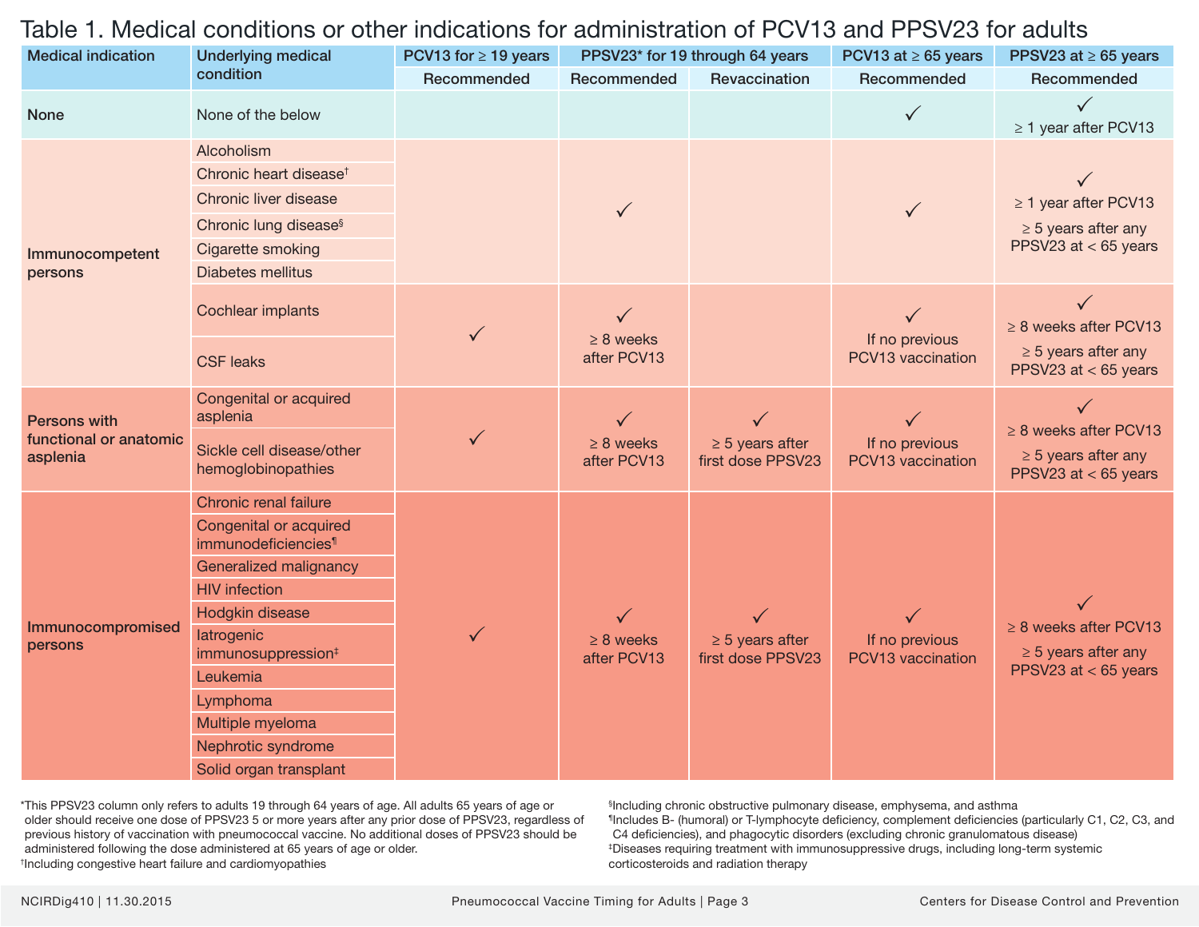# Table 1. Medical conditions or other indications for administration of PCV13 and PPSV23 for adults

| Medical indication | Underlying medical condition | PCV13 for ≥ 19 years | PPSV23* for 19 through 64 years | | PCV13 at ≥ 65 years | PPSV23 at ≥ 65 years |
|---|---|---|---|---|---|---|
| | | Recommended | Recommended | Revaccination | Recommended | Recommended |
| None | None of the below | | | | ✓ | ✓ ≥ 1 year after PCV13 |
| Immunocompetent persons | Alcoholism | | ✓ | | ✓ | ✓ ≥ 1 year after PCV13 ≥ 5 years after any PPSV23 at < 65 years |
| | Chronic heart disease[†] | | ✓ | | ✓ | ✓ ≥ 1 year after PCV13 ≥ 5 years after any PPSV23 at < 65 years |
| | Chronic liver disease | | ✓ | | ✓ | ✓ ≥ 1 year after PCV13 ≥ 5 years after any PPSV23 at < 65 years |
| | Chronic lung disease[§] | | ✓ | | ✓ | ✓ ≥ 1 year after PCV13 ≥ 5 years after any PPSV23 at < 65 years |
| | Cigarette smoking | | ✓ | | ✓ | ✓ ≥ 1 year after PCV13 ≥ 5 years after any PPSV23 at < 65 years |
| | Diabetes mellitus | | ✓ | | ✓ | ✓ ≥ 1 year after PCV13 ≥ 5 years after any PPSV23 at < 65 years |
| | Cochlear implants | ✓ | ✓ ≥ 8 weeks after PCV13 | | ✓ If no previous PCV13 vaccination | ✓ ≥ 8 weeks after PCV13 ≥ 5 years after any PPSV23 at < 65 years |
| | CSF leaks | ✓ | ✓ ≥ 8 weeks after PCV13 | | ✓ If no previous PCV13 vaccination | ✓ ≥ 8 weeks after PCV13 ≥ 5 years after any PPSV23 at < 65 years |
| Persons with functional or anatomic asplenia | Congenital or acquired asplenia | ✓ | ✓ ≥ 8 weeks after PCV13 | ✓ ≥ 5 years after first dose PPSV23 | ✓ If no previous PCV13 vaccination | ✓ ≥ 8 weeks after PCV13 ≥ 5 years after any PPSV23 at < 65 years |
| | Sickle cell disease/other hemoglobinopathies | ✓ | ✓ ≥ 8 weeks after PCV13 | ✓ ≥ 5 years after first dose PPSV23 | ✓ If no previous PCV13 vaccination | ✓ ≥ 8 weeks after PCV13 ≥ 5 years after any PPSV23 at < 65 years |
| Immunocompromised persons | Chronic renal failure | ✓ | ✓ ≥ 8 weeks after PCV13 | ✓ ≥ 5 years after first dose PPSV23 | ✓ If no previous PCV13 vaccination | ✓ ≥ 8 weeks after PCV13 ≥ 5 years after any PPSV23 at < 65 years |
| | Congenital or acquired immunodeficiencies[¶] | ✓ | ✓ ≥ 8 weeks after PCV13 | ✓ ≥ 5 years after first dose PPSV23 | ✓ If no previous PCV13 vaccination | ✓ ≥ 8 weeks after PCV13 ≥ 5 years after any PPSV23 at < 65 years |
| | Generalized malignancy | ✓ | ✓ ≥ 8 weeks after PCV13 | ✓ ≥ 5 years after first dose PPSV23 | ✓ If no previous PCV13 vaccination | ✓ ≥ 8 weeks after PCV13 ≥ 5 years after any PPSV23 at < 65 years |
| | HIV infection | ✓ | ✓ ≥ 8 weeks after PCV13 | ✓ ≥ 5 years after first dose PPSV23 | ✓ If no previous PCV13 vaccination | ✓ ≥ 8 weeks after PCV13 ≥ 5 years after any PPSV23 at < 65 years |
| | Hodgkin disease | ✓ | ✓ ≥ 8 weeks after PCV13 | ✓ ≥ 5 years after first dose PPSV23 | ✓ If no previous PCV13 vaccination | ✓ ≥ 8 weeks after PCV13 ≥ 5 years after any PPSV23 at < 65 years |
| | Iatrogenic immunosuppression[‡] | ✓ | ✓ ≥ 8 weeks after PCV13 | ✓ ≥ 5 years after first dose PPSV23 | ✓ If no previous PCV13 vaccination | ✓ ≥ 8 weeks after PCV13 ≥ 5 years after any PPSV23 at < 65 years |
| | Leukemia | ✓ | ✓ ≥ 8 weeks after PCV13 | ✓ ≥ 5 years after first dose PPSV23 | ✓ If no previous PCV13 vaccination | ✓ ≥ 8 weeks after PCV13 ≥ 5 years after any PPSV23 at < 65 years |
| | Lymphoma | ✓ | ✓ ≥ 8 weeks after PCV13 | ✓ ≥ 5 years after first dose PPSV23 | ✓ If no previous PCV13 vaccination | ✓ ≥ 8 weeks after PCV13 ≥ 5 years after any PPSV23 at < 65 years |
| | Multiple myeloma | ✓ | ✓ ≥ 8 weeks after PCV13 | ✓ ≥ 5 years after first dose PPSV23 | ✓ If no previous PCV13 vaccination | ✓ ≥ 8 weeks after PCV13 ≥ 5 years after any PPSV23 at < 65 years |
| | Nephrotic syndrome | ✓ | ✓ ≥ 8 weeks after PCV13 | ✓ ≥ 5 years after first dose PPSV23 | ✓ If no previous PCV13 vaccination | ✓ ≥ 8 weeks after PCV13 ≥ 5 years after any PPSV23 at < 65 years |
| | Solid organ transplant | ✓ | ✓ ≥ 8 weeks after PCV13 | ✓ ≥ 5 years after first dose PPSV23 | ✓ If no previous PCV13 vaccination | ✓ ≥ 8 weeks after PCV13 ≥ 5 years after any PPSV23 at < 65 years |

*This PPSV23 column only refers to adults 19 through 64 years of age. All adults 65 years of age or older should receive one dose of PPSV23 5 or more years after any prior dose of PPSV23, regardless of previous history of vaccination with pneumococcal vaccine. No additional doses of PPSV23 should be administered following the dose administered at 65 years of age or older.

[†]Including congestive heart failure and cardiomyopathies

[§]Including chronic obstructive pulmonary disease, emphysema, and asthma

[¶]Includes B- (humoral) or T-lymphocyte deficiency, complement deficiencies (particularly C1, C2, C3, and C4 deficiencies), and phagocytic disorders (excluding chronic granulomatous disease)

[‡]Diseases requiring treatment with immunosuppressive drugs, including long-term systemic corticosteroids and radiation therapy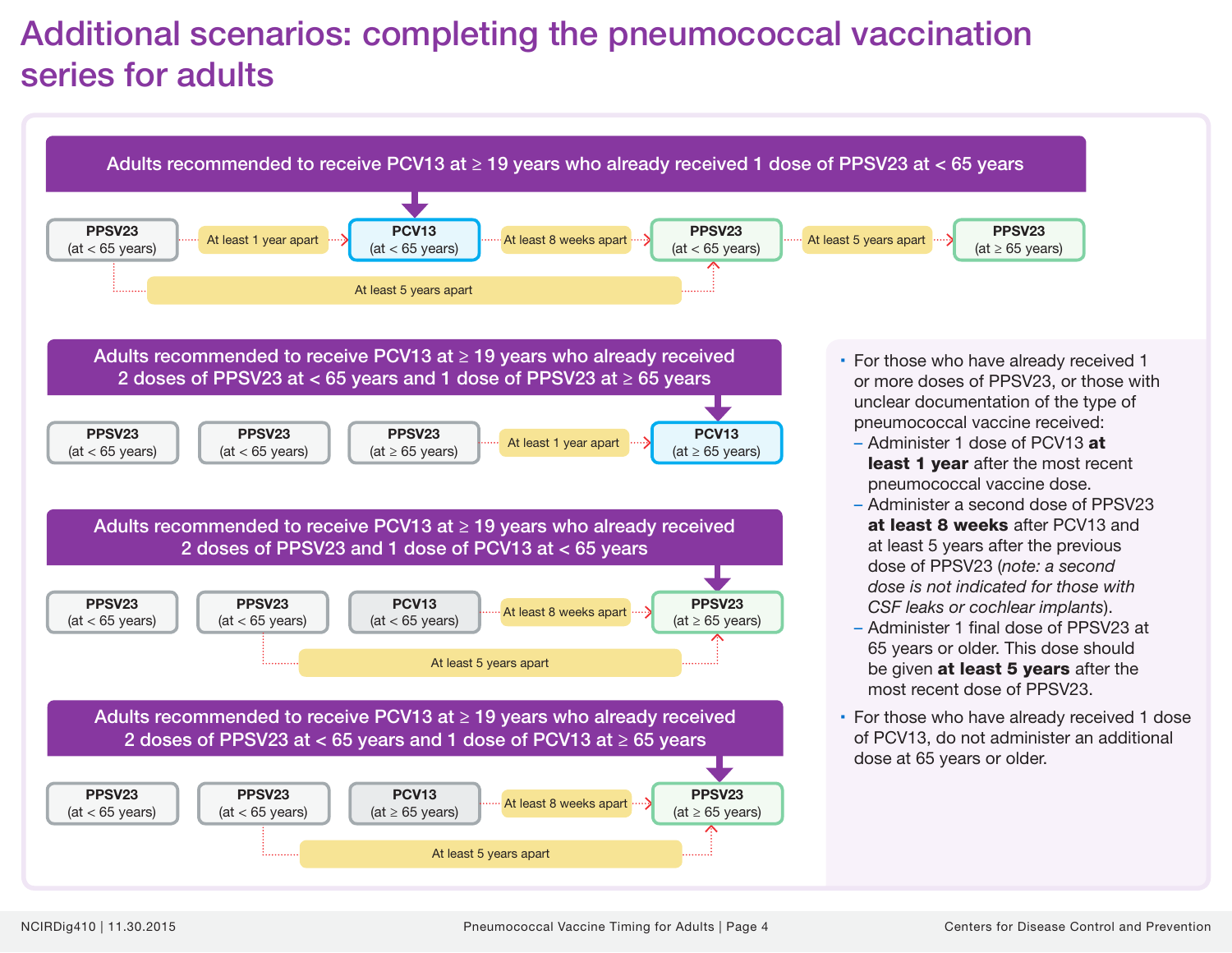# Additional scenarios: completing the pneumococcal vaccination series for adults

**Adults recommended to receive PCV13 at ≥ 19 years who already received 1 dose of PPSV23 at < 65 years**

PPSV23 (at < 65 years) → At least 1 year apart → PCV13 (at < 65 years) → At least 8 weeks apart → PPSV23 (at < 65 years) → At least 5 years apart → PPSV23 (at ≥ 65 years)

PPSV23 (at < 65 years) → At least 5 years apart → PPSV23 (at < 65 years)

**Adults recommended to receive PCV13 at ≥ 19 years who already received 2 doses of PPSV23 at < 65 years and 1 dose of PPSV23 at ≥ 65 years**

PPSV23 (at < 65 years) | PPSV23 (at < 65 years) | PPSV23 (at ≥ 65 years) → At least 1 year apart → PCV13 (at ≥ 65 years)

**Adults recommended to receive PCV13 at ≥ 19 years who already received 2 doses of PPSV23 and 1 dose of PCV13 at < 65 years**

PPSV23 (at < 65 years) | PPSV23 (at < 65 years) | PCV13 (at < 65 years) → At least 8 weeks apart → PPSV23 (at ≥ 65 years)

PPSV23 (at < 65 years) → At least 5 years apart → PPSV23 (at ≥ 65 years)

**Adults recommended to receive PCV13 at ≥ 19 years who already received 2 doses of PPSV23 at < 65 years and 1 dose of PCV13 at ≥ 65 years**

PPSV23 (at < 65 years) | PPSV23 (at < 65 years) | PCV13 (at ≥ 65 years) → At least 8 weeks apart → PPSV23 (at ≥ 65 years)

PPSV23 (at < 65 years) → At least 5 years apart → PPSV23 (at ≥ 65 years)

- For those who have already received 1 or more doses of PPSV23, or those with unclear documentation of the type of pneumococcal vaccine received:
  - Administer 1 dose of PCV13 **at least 1 year** after the most recent pneumococcal vaccine dose.
  - Administer a second dose of PPSV23 **at least 8 weeks** after PCV13 and at least 5 years after the previous dose of PPSV23 (*note: a second dose is not indicated for those with CSF leaks or cochlear implants*).
  - Administer 1 final dose of PPSV23 at 65 years or older. This dose should be given **at least 5 years** after the most recent dose of PPSV23.
- For those who have already received 1 dose of PCV13, do not administer an additional dose at 65 years or older.

NCIRDig410 | 11.30.2015 Pneumococcal Vaccine Timing for Adults Centers for Disease Control and Prevention